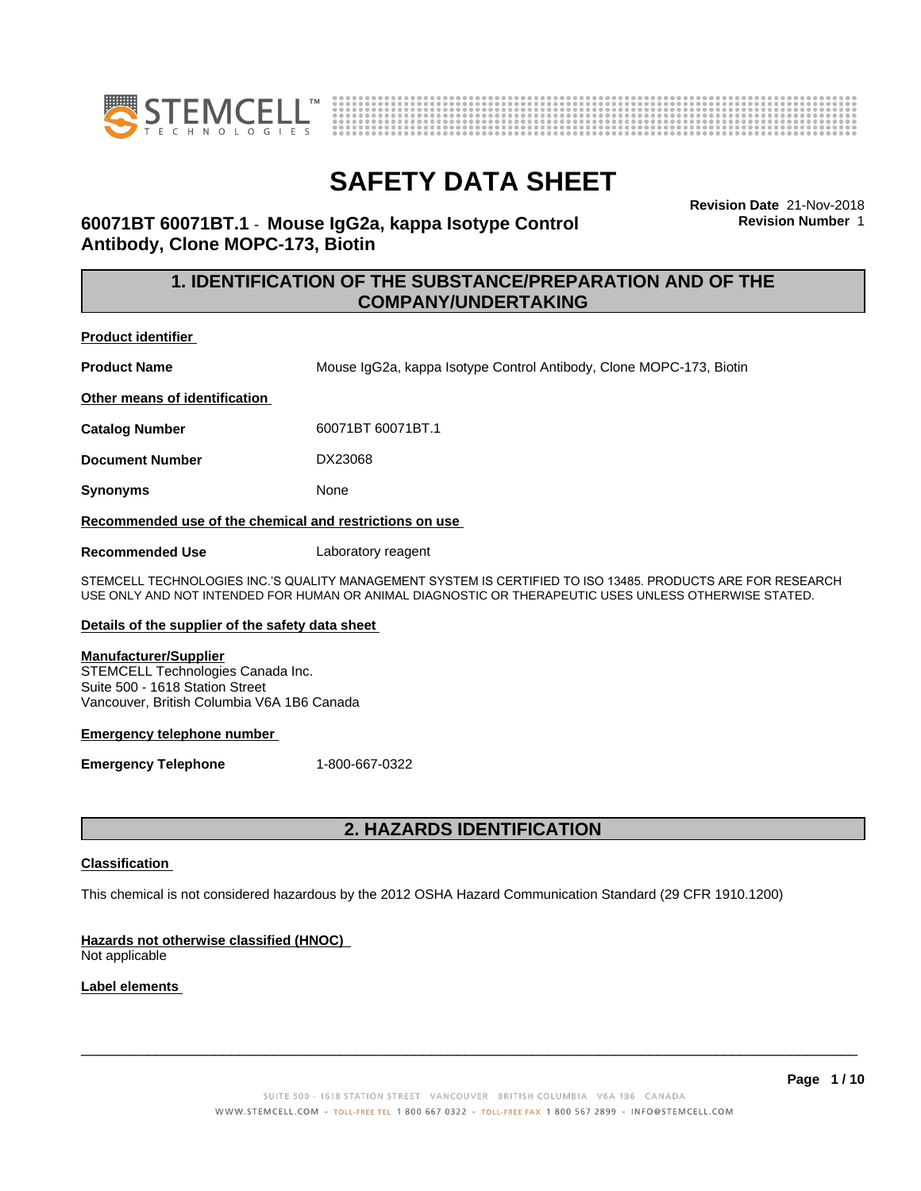# SAFETY DATA SHEET

**60071BT 60071BT.1 - Mouse IgG2a, kappa Isotype Control Antibody, Clone MOPC-173, Biotin**

**Revision Date** 21-Nov-2018
**Revision Number** 1

## 1. IDENTIFICATION OF THE SUBSTANCE/PREPARATION AND OF THE COMPANY/UNDERTAKING

**Product identifier**

**Product Name** Mouse IgG2a, kappa Isotype Control Antibody, Clone MOPC-173, Biotin

**Other means of identification**

**Catalog Number** 60071BT 60071BT.1

**Document Number** DX23068

**Synonyms** None

**Recommended use of the chemical and restrictions on use**

**Recommended Use** Laboratory reagent

STEMCELL TECHNOLOGIES INC.'S QUALITY MANAGEMENT SYSTEM IS CERTIFIED TO ISO 13485. PRODUCTS ARE FOR RESEARCH USE ONLY AND NOT INTENDED FOR HUMAN OR ANIMAL DIAGNOSTIC OR THERAPEUTIC USES UNLESS OTHERWISE STATED.

**Details of the supplier of the safety data sheet**

**Manufacturer/Supplier**
STEMCELL Technologies Canada Inc.
Suite 500 - 1618 Station Street
Vancouver, British Columbia V6A 1B6 Canada

**Emergency telephone number**

**Emergency Telephone** 1-800-667-0322

## 2. HAZARDS IDENTIFICATION

**Classification**

This chemical is not considered hazardous by the 2012 OSHA Hazard Communication Standard (29 CFR 1910.1200)

**Hazards not otherwise classified (HNOC)**
Not applicable

**Label elements**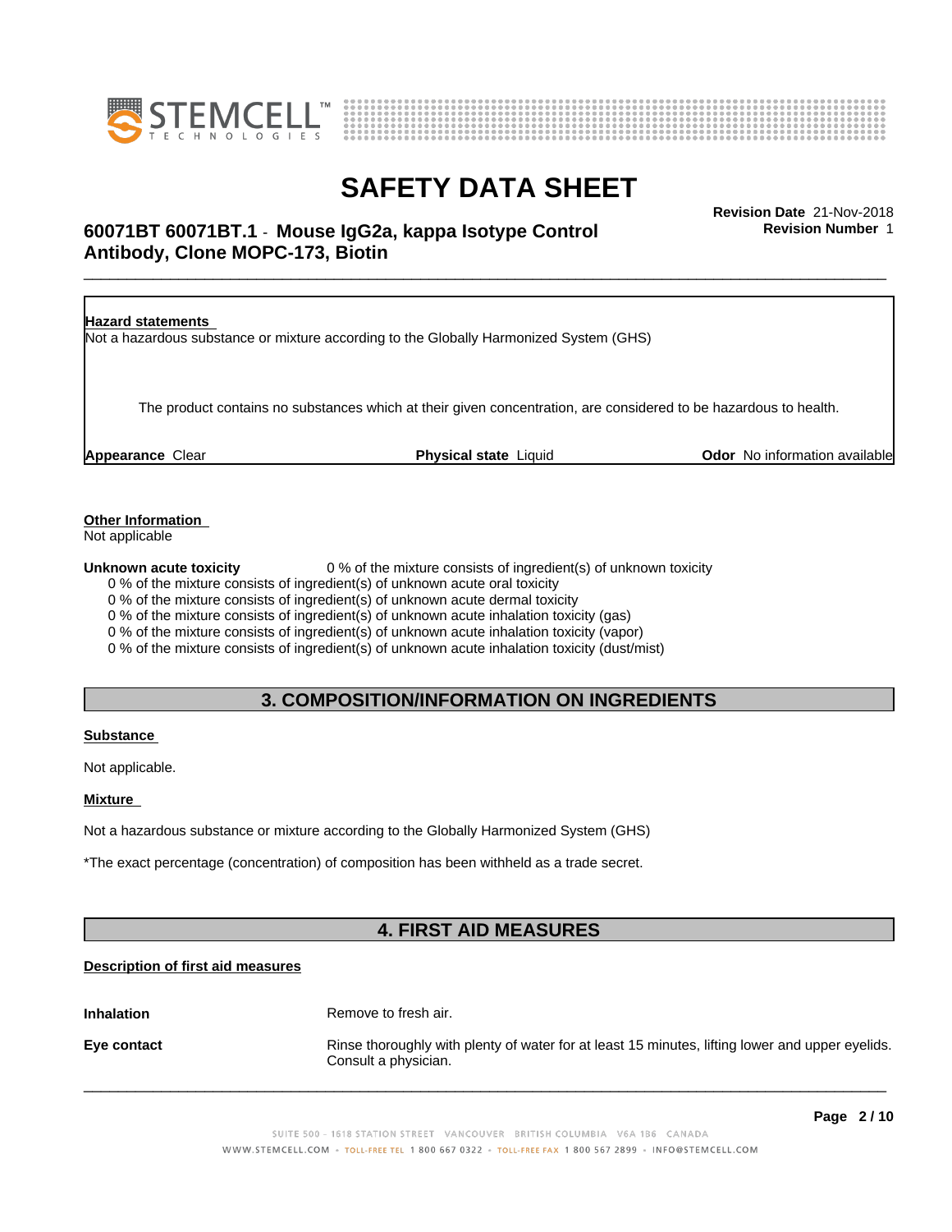**Hazard statements**

Not a hazardous substance or mixture according to the Globally Harmonized System (GHS)

The product contains no substances which at their given concentration, are considered to be hazardous to health.

**Appearance** Clear **Physical state** Liquid **Odor** No information available

**Other Information**

Not applicable

**Unknown acute toxicity** 0 % of the mixture consists of ingredient(s) of unknown toxicity

0 % of the mixture consists of ingredient(s) of unknown acute oral toxicity
0 % of the mixture consists of ingredient(s) of unknown acute dermal toxicity
0 % of the mixture consists of ingredient(s) of unknown acute inhalation toxicity (gas)
0 % of the mixture consists of ingredient(s) of unknown acute inhalation toxicity (vapor)
0 % of the mixture consists of ingredient(s) of unknown acute inhalation toxicity (dust/mist)

## 3. COMPOSITION/INFORMATION ON INGREDIENTS

**Substance**

Not applicable.

**Mixture**

Not a hazardous substance or mixture according to the Globally Harmonized System (GHS)

*The exact percentage (concentration) of composition has been withheld as a trade secret.

## 4. FIRST AID MEASURES

**Description of first aid measures**

**Inhalation** Remove to fresh air.

**Eye contact** Rinse thoroughly with plenty of water for at least 15 minutes, lifting lower and upper eyelids. Consult a physician.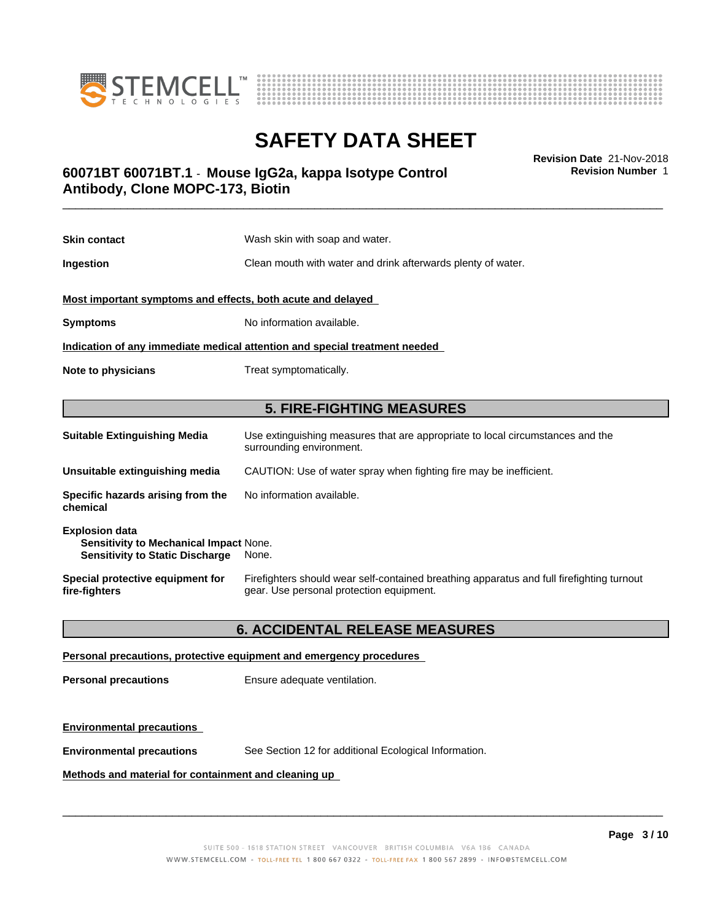**Skin contact** Wash skin with soap and water.

**Ingestion** Clean mouth with water and drink afterwards plenty of water.

**Most important symptoms and effects, both acute and delayed**

**Symptoms** No information available.

**Indication of any immediate medical attention and special treatment needed**

**Note to physicians** Treat symptomatically.

## 5. FIRE-FIGHTING MEASURES

**Suitable Extinguishing Media** Use extinguishing measures that are appropriate to local circumstances and the surrounding environment.

**Unsuitable extinguishing media** CAUTION: Use of water spray when fighting fire may be inefficient.

**Specific hazards arising from the chemical** No information available.

**Explosion data**
**Sensitivity to Mechanical Impact** None.
**Sensitivity to Static Discharge** None.

**Special protective equipment for fire-fighters** Firefighters should wear self-contained breathing apparatus and full firefighting turnout gear. Use personal protection equipment.

## 6. ACCIDENTAL RELEASE MEASURES

**Personal precautions, protective equipment and emergency procedures**

**Personal precautions** Ensure adequate ventilation.

**Environmental precautions**

**Environmental precautions** See Section 12 for additional Ecological Information.

**Methods and material for containment and cleaning up**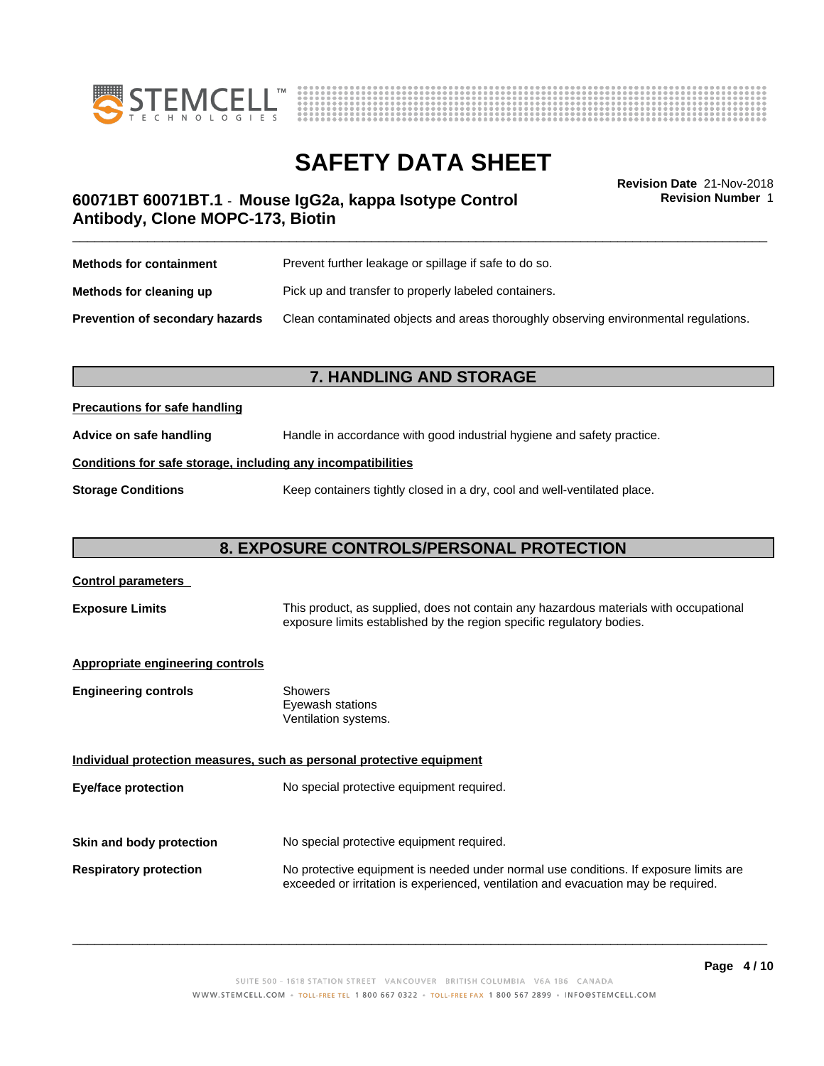| | |
|---|---|
| **Methods for containment** | Prevent further leakage or spillage if safe to do so. |
| **Methods for cleaning up** | Pick up and transfer to properly labeled containers. |
| **Prevention of secondary hazards** | Clean contaminated objects and areas thoroughly observing environmental regulations. |

## 7. HANDLING AND STORAGE

**Precautions for safe handling**

| | |
|---|---|
| **Advice on safe handling** | Handle in accordance with good industrial hygiene and safety practice. |

**Conditions for safe storage, including any incompatibilities**

| | |
|---|---|
| **Storage Conditions** | Keep containers tightly closed in a dry, cool and well-ventilated place. |

## 8. EXPOSURE CONTROLS/PERSONAL PROTECTION

**Control parameters**

| | |
|---|---|
| **Exposure Limits** | This product, as supplied, does not contain any hazardous materials with occupational exposure limits established by the region specific regulatory bodies. |

**Appropriate engineering controls**

| | |
|---|---|
| **Engineering controls** | Showers<br>Eyewash stations<br>Ventilation systems. |

**Individual protection measures, such as personal protective equipment**

| | |
|---|---|
| **Eye/face protection** | No special protective equipment required. |
| **Skin and body protection** | No special protective equipment required. |
| **Respiratory protection** | No protective equipment is needed under normal use conditions. If exposure limits are exceeded or irritation is experienced, ventilation and evacuation may be required. |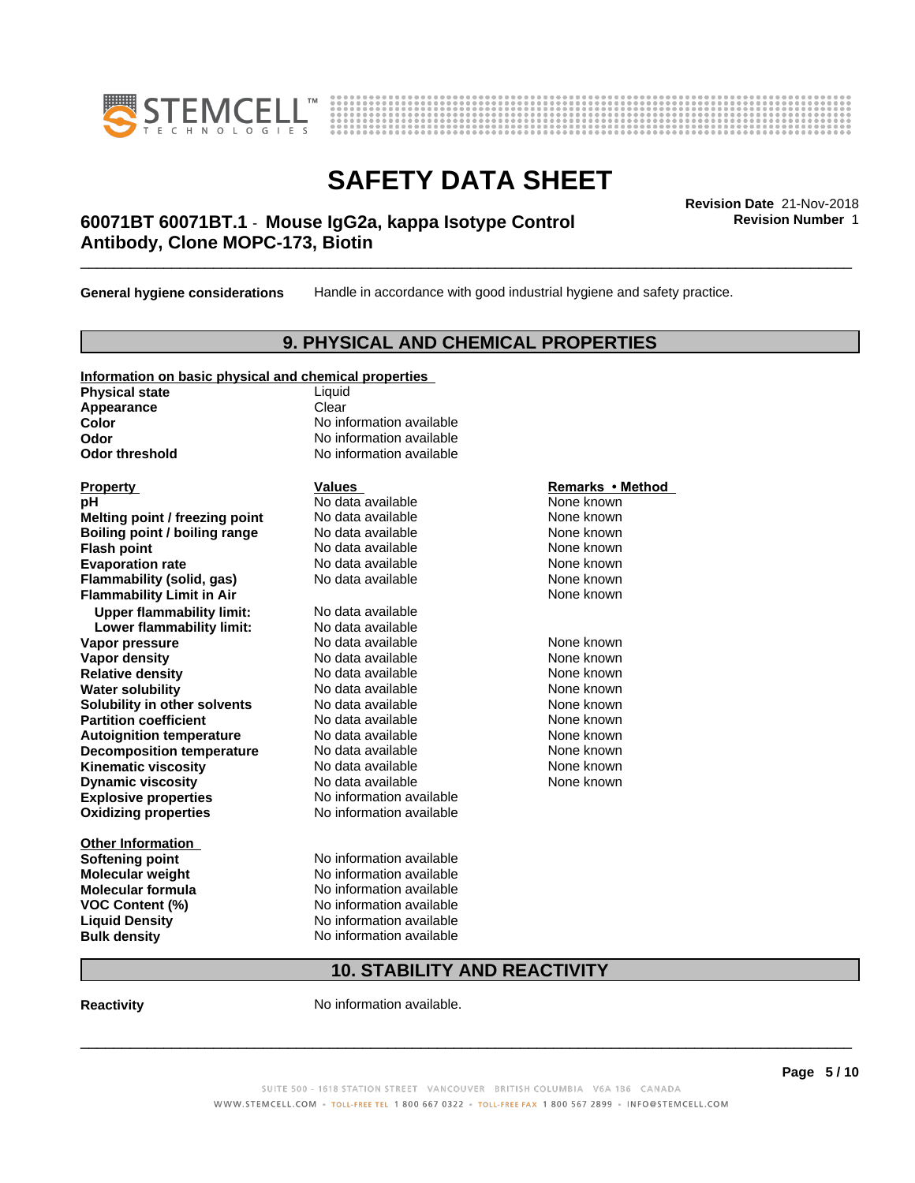General hygiene considerations Handle in accordance with good industrial hygiene and safety practice.

## 9. PHYSICAL AND CHEMICAL PROPERTIES

**Information on basic physical and chemical properties**

| | |
|---|---|
| **Physical state** | Liquid |
| **Appearance** | Clear |
| **Color** | No information available |
| **Odor** | No information available |
| **Odor threshold** | No information available |

| **Property** | **Values** | **Remarks • Method** |
|---|---|---|
| **pH** | No data available | None known |
| **Melting point / freezing point** | No data available | None known |
| **Boiling point / boiling range** | No data available | None known |
| **Flash point** | No data available | None known |
| **Evaporation rate** | No data available | None known |
| **Flammability (solid, gas)** | No data available | None known |
| **Flammability Limit in Air** | | None known |
| **Upper flammability limit:** | No data available | |
| **Lower flammability limit:** | No data available | |
| **Vapor pressure** | No data available | None known |
| **Vapor density** | No data available | None known |
| **Relative density** | No data available | None known |
| **Water solubility** | No data available | None known |
| **Solubility in other solvents** | No data available | None known |
| **Partition coefficient** | No data available | None known |
| **Autoignition temperature** | No data available | None known |
| **Decomposition temperature** | No data available | None known |
| **Kinematic viscosity** | No data available | None known |
| **Dynamic viscosity** | No data available | None known |
| **Explosive properties** | No information available | |
| **Oxidizing properties** | No information available | |

**Other Information**

| | |
|---|---|
| **Softening point** | No information available |
| **Molecular weight** | No information available |
| **Molecular formula** | No information available |
| **VOC Content (%)** | No information available |
| **Liquid Density** | No information available |
| **Bulk density** | No information available |

## 10. STABILITY AND REACTIVITY

**Reactivity** No information available.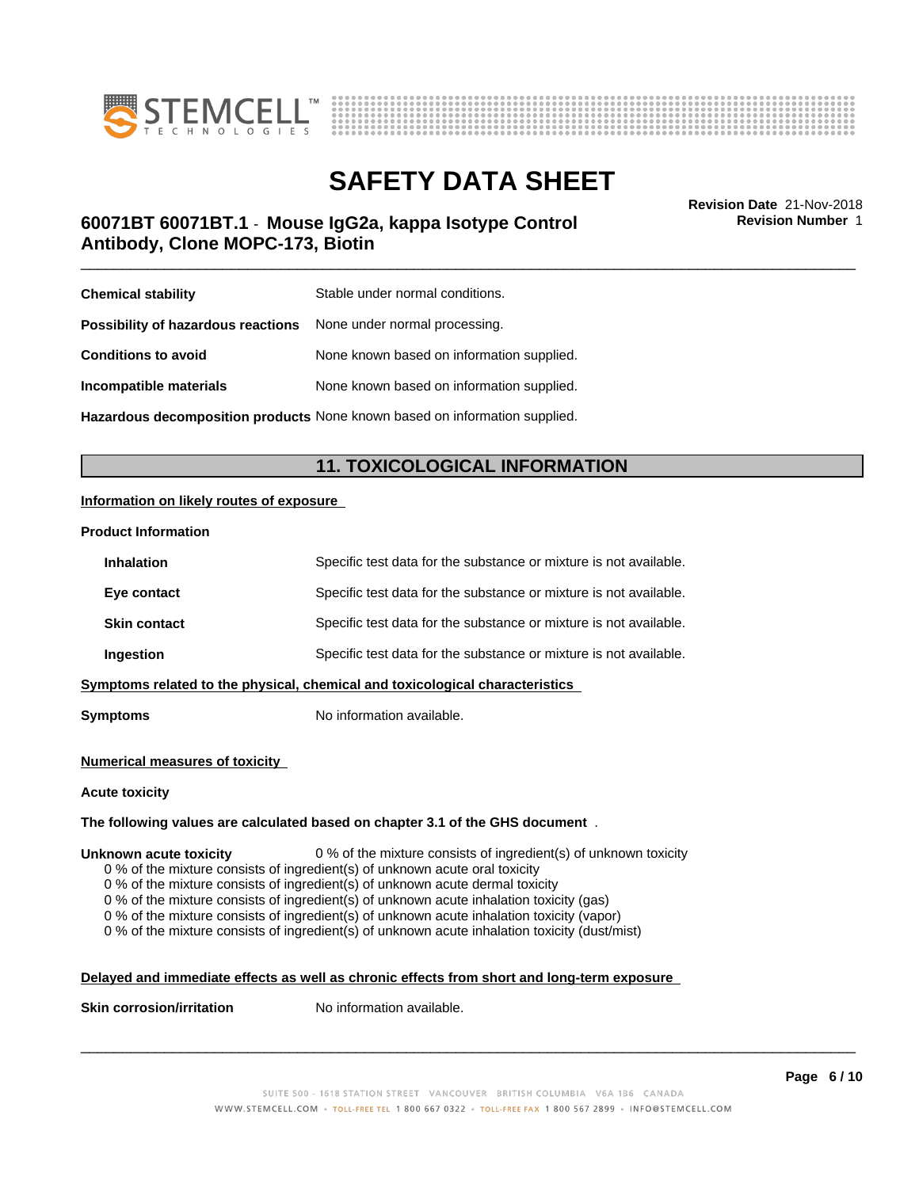| | |
|---|---|
| **Chemical stability** | Stable under normal conditions. |
| **Possibility of hazardous reactions** | None under normal processing. |
| **Conditions to avoid** | None known based on information supplied. |
| **Incompatible materials** | None known based on information supplied. |
| **Hazardous decomposition products** | None known based on information supplied. |

## 11. TOXICOLOGICAL INFORMATION

**Information on likely routes of exposure**

**Product Information**

| | |
|---|---|
| **Inhalation** | Specific test data for the substance or mixture is not available. |
| **Eye contact** | Specific test data for the substance or mixture is not available. |
| **Skin contact** | Specific test data for the substance or mixture is not available. |
| **Ingestion** | Specific test data for the substance or mixture is not available. |

**Symptoms related to the physical, chemical and toxicological characteristics**

**Symptoms** No information available.

**Numerical measures of toxicity**

**Acute toxicity**

**The following values are calculated based on chapter 3.1 of the GHS document** .

**Unknown acute toxicity** 0 % of the mixture consists of ingredient(s) of unknown toxicity

0 % of the mixture consists of ingredient(s) of unknown acute oral toxicity
0 % of the mixture consists of ingredient(s) of unknown acute dermal toxicity
0 % of the mixture consists of ingredient(s) of unknown acute inhalation toxicity (gas)
0 % of the mixture consists of ingredient(s) of unknown acute inhalation toxicity (vapor)
0 % of the mixture consists of ingredient(s) of unknown acute inhalation toxicity (dust/mist)

**Delayed and immediate effects as well as chronic effects from short and long-term exposure**

**Skin corrosion/irritation** No information available.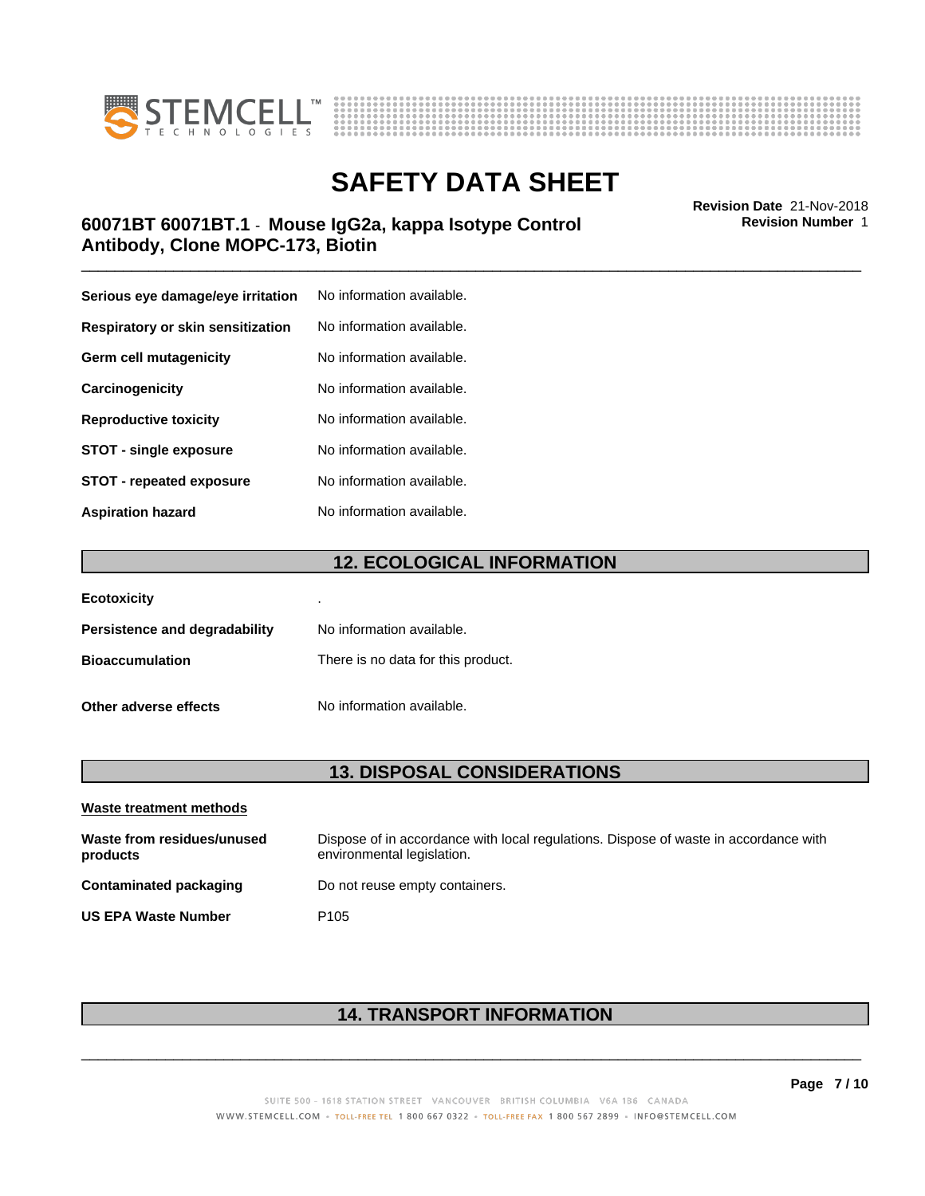| | |
|---|---|
| **Serious eye damage/eye irritation** | No information available. |
| **Respiratory or skin sensitization** | No information available. |
| **Germ cell mutagenicity** | No information available. |
| **Carcinogenicity** | No information available. |
| **Reproductive toxicity** | No information available. |
| **STOT - single exposure** | No information available. |
| **STOT - repeated exposure** | No information available. |
| **Aspiration hazard** | No information available. |

## 12. ECOLOGICAL INFORMATION

| | |
|---|---|
| **Ecotoxicity** | . |
| **Persistence and degradability** | No information available. |
| **Bioaccumulation** | There is no data for this product. |
| **Other adverse effects** | No information available. |

## 13. DISPOSAL CONSIDERATIONS

**Waste treatment methods**

| | |
|---|---|
| **Waste from residues/unused products** | Dispose of in accordance with local regulations. Dispose of waste in accordance with environmental legislation. |
| **Contaminated packaging** | Do not reuse empty containers. |
| **US EPA Waste Number** | P105 |

## 14. TRANSPORT INFORMATION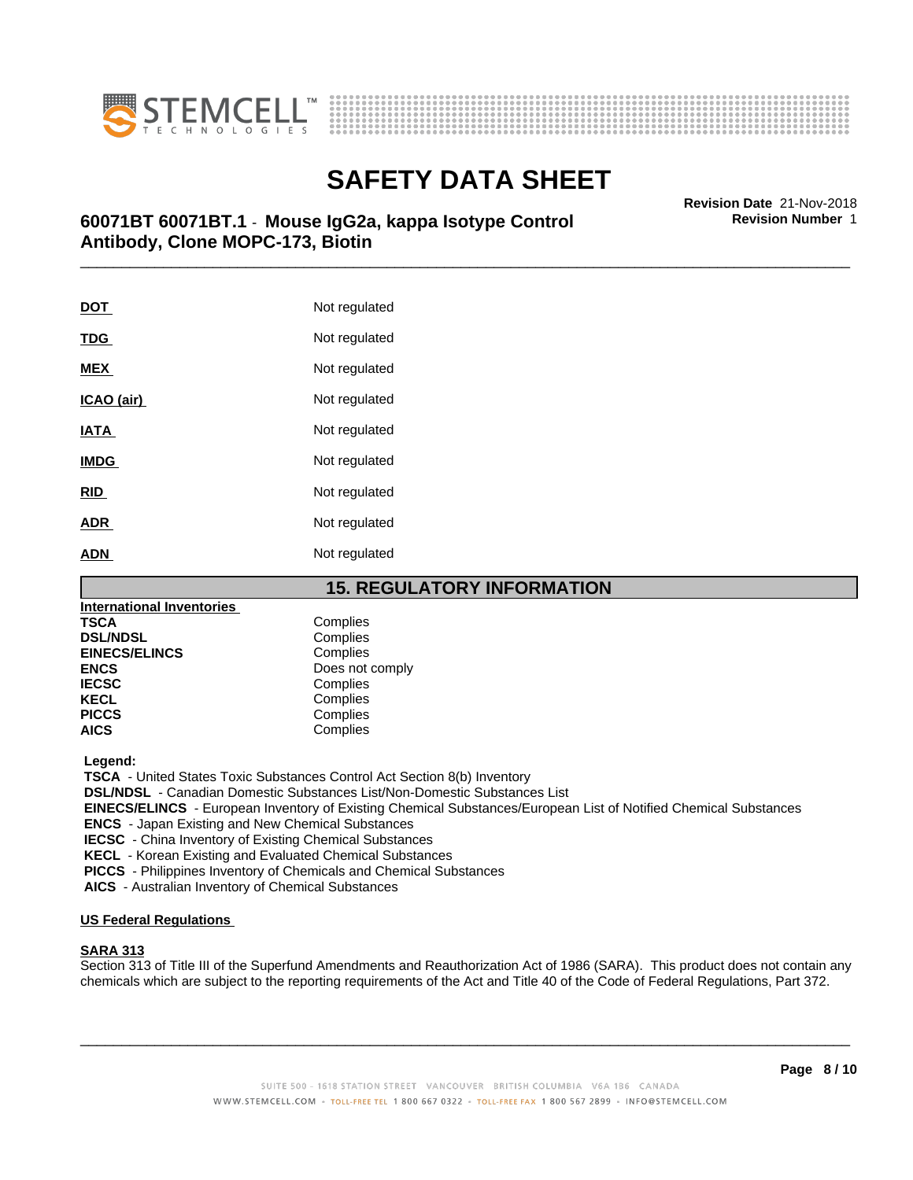| | |
|---|---|
| **DOT** | Not regulated |
| **TDG** | Not regulated |
| **MEX** | Not regulated |
| **ICAO (air)** | Not regulated |
| **IATA** | Not regulated |
| **IMDG** | Not regulated |
| **RID** | Not regulated |
| **ADR** | Not regulated |
| **ADN** | Not regulated |

## 15. REGULATORY INFORMATION

**International Inventories**

| | |
|---|---|
| **TSCA** | Complies |
| **DSL/NDSL** | Complies |
| **EINECS/ELINCS** | Complies |
| **ENCS** | Does not comply |
| **IECSC** | Complies |
| **KECL** | Complies |
| **PICCS** | Complies |
| **AICS** | Complies |

**Legend:**

**TSCA** - United States Toxic Substances Control Act Section 8(b) Inventory
**DSL/NDSL** - Canadian Domestic Substances List/Non-Domestic Substances List
**EINECS/ELINCS** - European Inventory of Existing Chemical Substances/European List of Notified Chemical Substances
**ENCS** - Japan Existing and New Chemical Substances
**IECSC** - China Inventory of Existing Chemical Substances
**KECL** - Korean Existing and Evaluated Chemical Substances
**PICCS** - Philippines Inventory of Chemicals and Chemical Substances
**AICS** - Australian Inventory of Chemical Substances

**US Federal Regulations**

**SARA 313**

Section 313 of Title III of the Superfund Amendments and Reauthorization Act of 1986 (SARA). This product does not contain any chemicals which are subject to the reporting requirements of the Act and Title 40 of the Code of Federal Regulations, Part 372.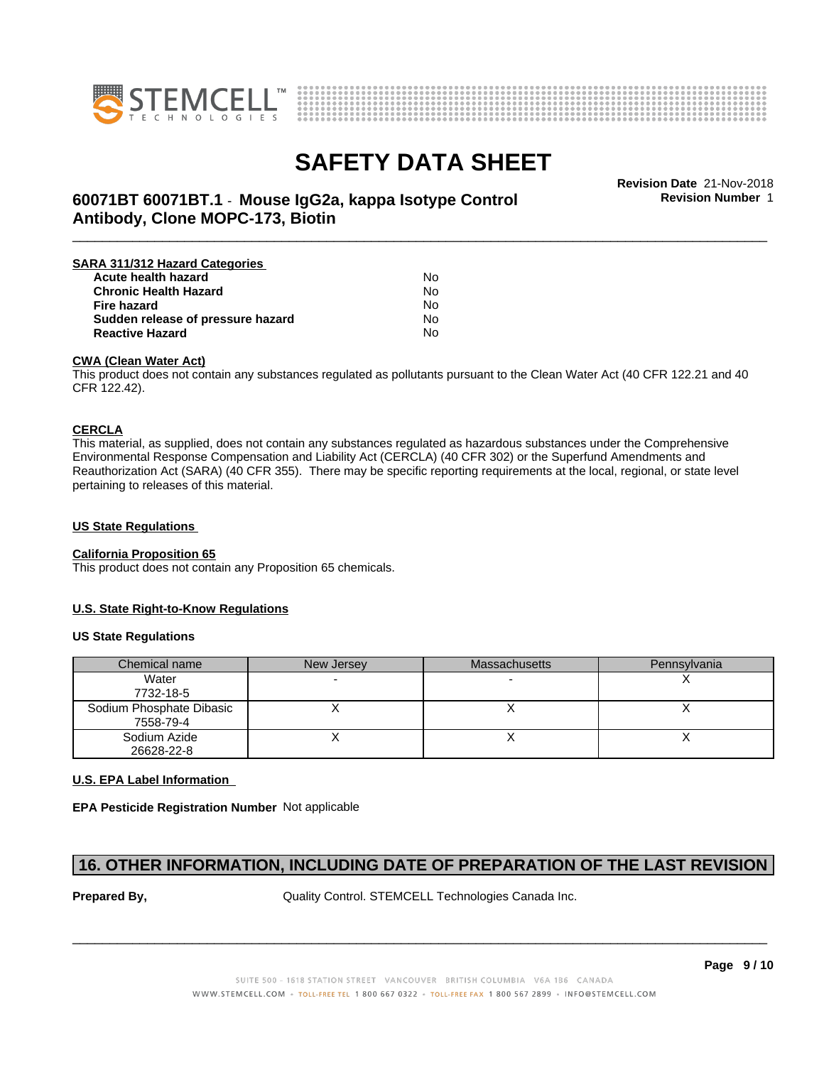#### SARA 311/312 Hazard Categories

| | |
|---|---|
| **Acute health hazard** | No |
| **Chronic Health Hazard** | No |
| **Fire hazard** | No |
| **Sudden release of pressure hazard** | No |
| **Reactive Hazard** | No |

#### CWA (Clean Water Act)

This product does not contain any substances regulated as pollutants pursuant to the Clean Water Act (40 CFR 122.21 and 40 CFR 122.42).

#### CERCLA

This material, as supplied, does not contain any substances regulated as hazardous substances under the Comprehensive Environmental Response Compensation and Liability Act (CERCLA) (40 CFR 302) or the Superfund Amendments and Reauthorization Act (SARA) (40 CFR 355). There may be specific reporting requirements at the local, regional, or state level pertaining to releases of this material.

#### US State Regulations

#### California Proposition 65

This product does not contain any Proposition 65 chemicals.

#### U.S. State Right-to-Know Regulations

**US State Regulations**

| Chemical name | New Jersey | Massachusetts | Pennsylvania |
|---|---|---|---|
| Water<br>7732-18-5 | - | - | X |
| Sodium Phosphate Dibasic<br>7558-79-4 | X | X | X |
| Sodium Azide<br>26628-22-8 | X | X | X |

#### U.S. EPA Label Information

**EPA Pesticide Registration Number** Not applicable

## 16. OTHER INFORMATION, INCLUDING DATE OF PREPARATION OF THE LAST REVISION

**Prepared By,** Quality Control. STEMCELL Technologies Canada Inc.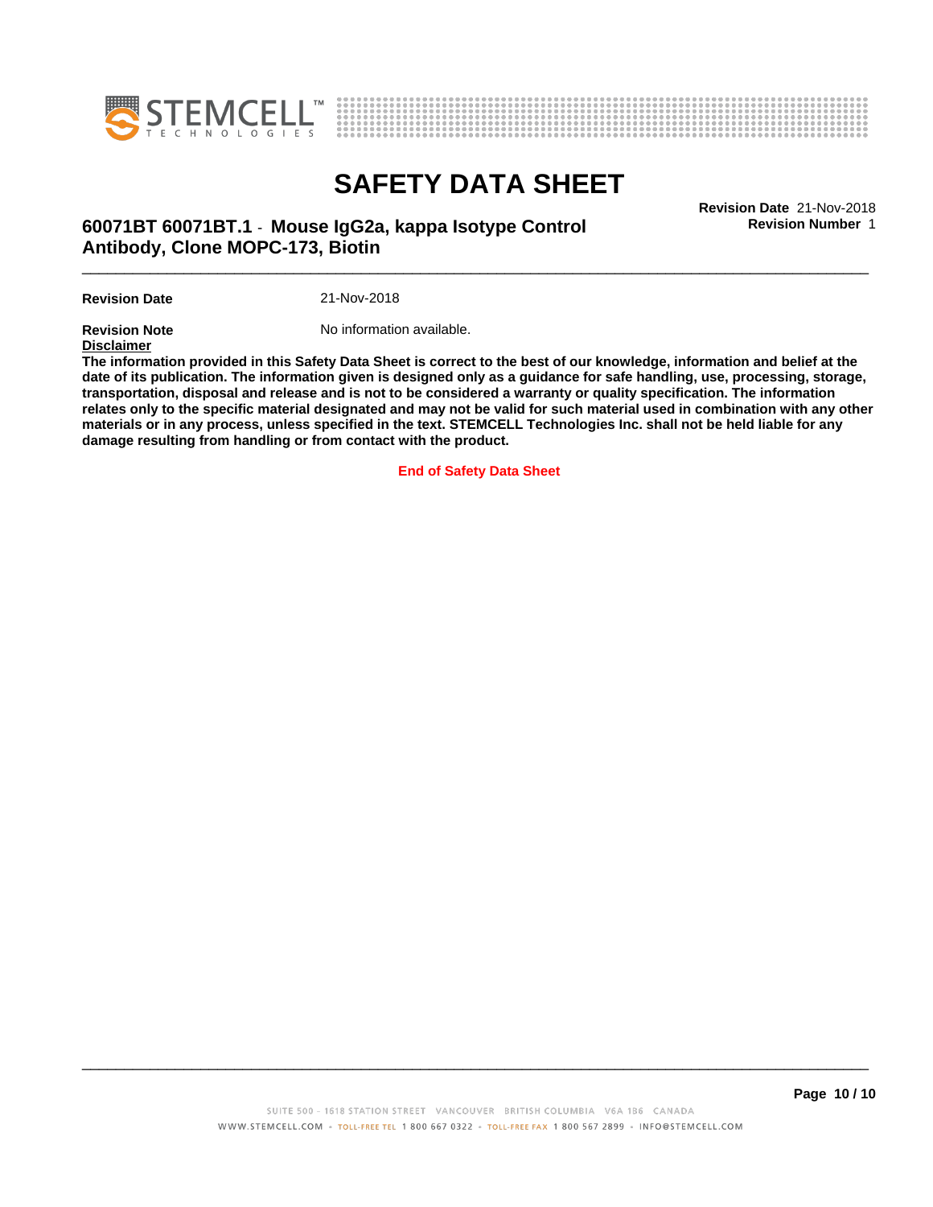# SAFETY DATA SHEET

## 60071BT 60071BT.1 - Mouse IgG2a, kappa Isotype Control Antibody, Clone MOPC-173, Biotin

**Revision Date** 21-Nov-2018
**Revision Number** 1

**Revision Date** 21-Nov-2018

**Revision Note** No information available.

**Disclaimer**

**The information provided in this Safety Data Sheet is correct to the best of our knowledge, information and belief at the date of its publication. The information given is designed only as a guidance for safe handling, use, processing, storage, transportation, disposal and release and is not to be considered a warranty or quality specification. The information relates only to the specific material designated and may not be valid for such material used in combination with any other materials or in any process, unless specified in the text. STEMCELL Technologies Inc. shall not be held liable for any damage resulting from handling or from contact with the product.**

**End of Safety Data Sheet**